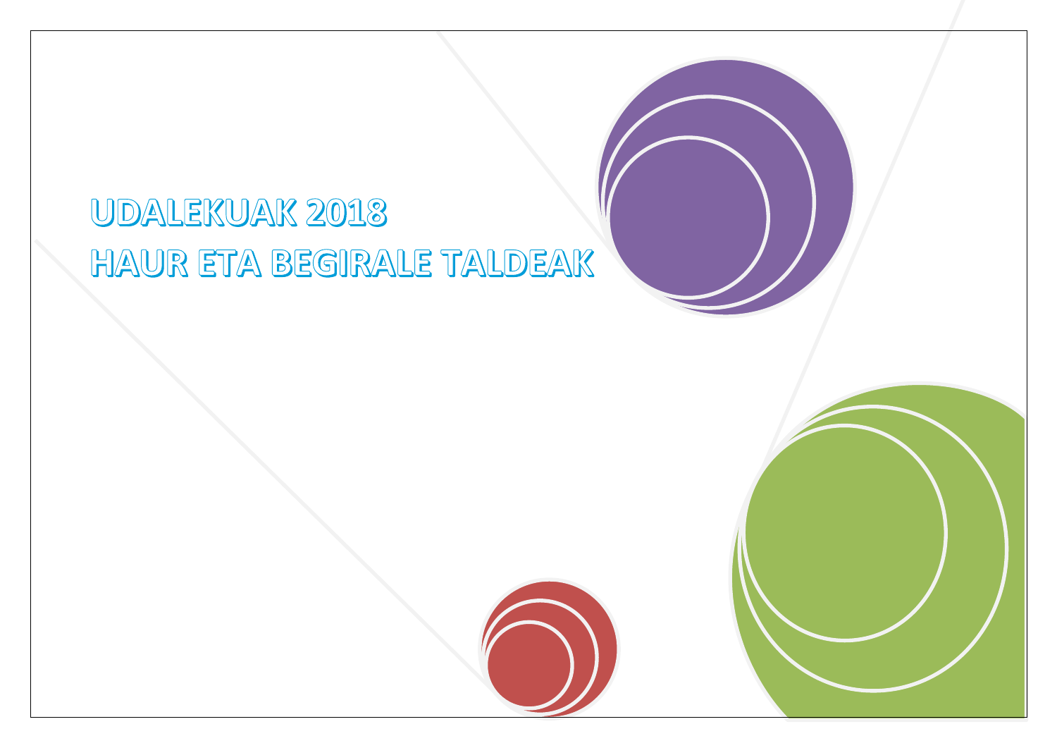# UDALEKUAK 2018
# HAUR ETA BEGIRALE TALDEAK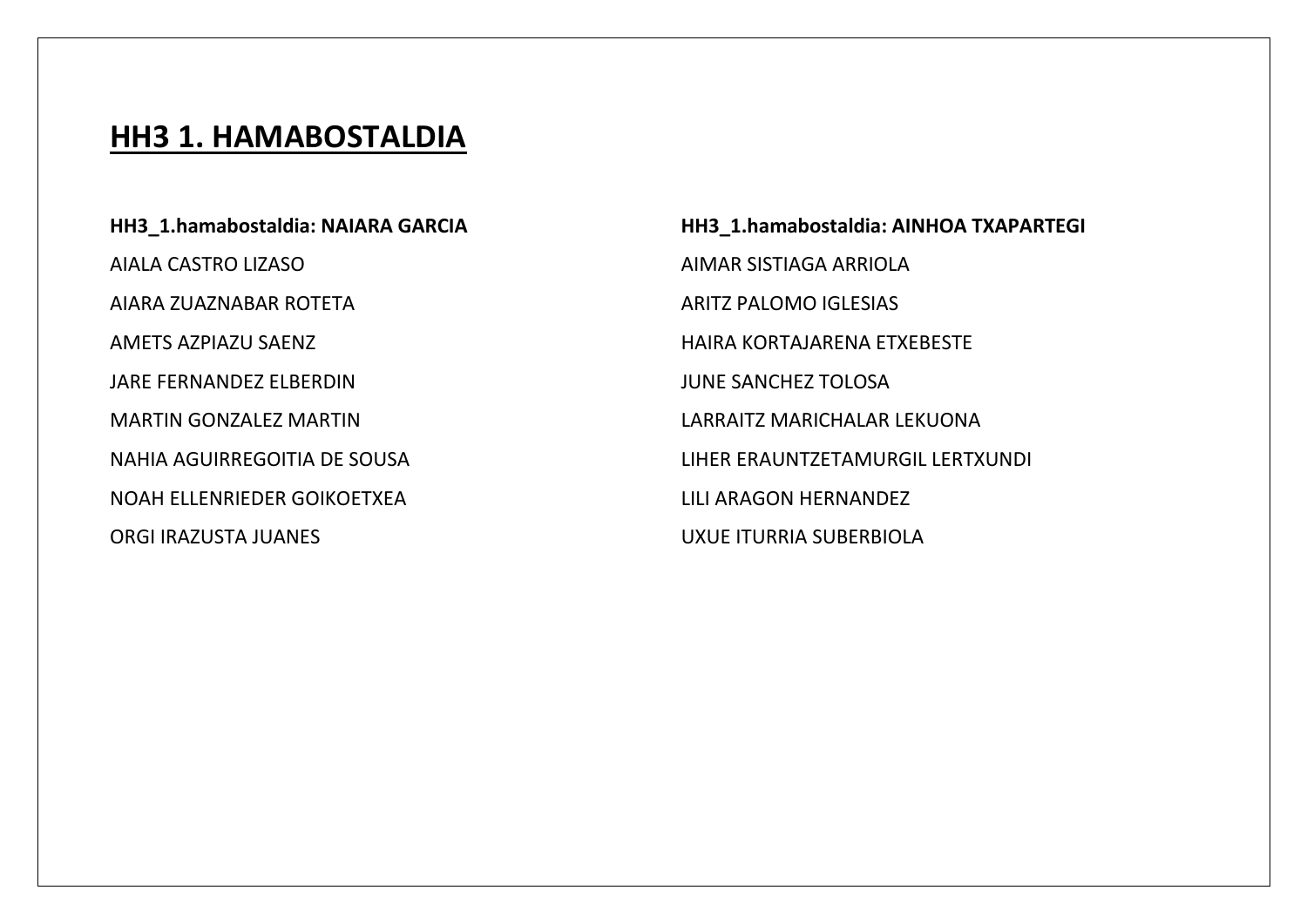# HH3 1. HAMABOSTALDIA

**HH3_1.hamabostaldia: NAIARA GARCIA**

AIALA CASTRO LIZASO

AIARA ZUAZNABAR ROTETA

AMETS AZPIAZU SAENZ

JARE FERNANDEZ ELBERDIN

MARTIN GONZALEZ MARTIN

NAHIA AGUIRREGOITIA DE SOUSA

NOAH ELLENRIEDER GOIKOETXEA

ORGI IRAZUSTA JUANES

**HH3_1.hamabostaldia: AINHOA TXAPARTEGI**

AIMAR SISTIAGA ARRIOLA

ARITZ PALOMO IGLESIAS

HAIRA KORTAJARENA ETXEBESTE

JUNE SANCHEZ TOLOSA

LARRAITZ MARICHALAR LEKUONA

LIHER ERAUNTZETAMURGIL LERTXUNDI

LILI ARAGON HERNANDEZ

UXUE ITURRIA SUBERBIOLA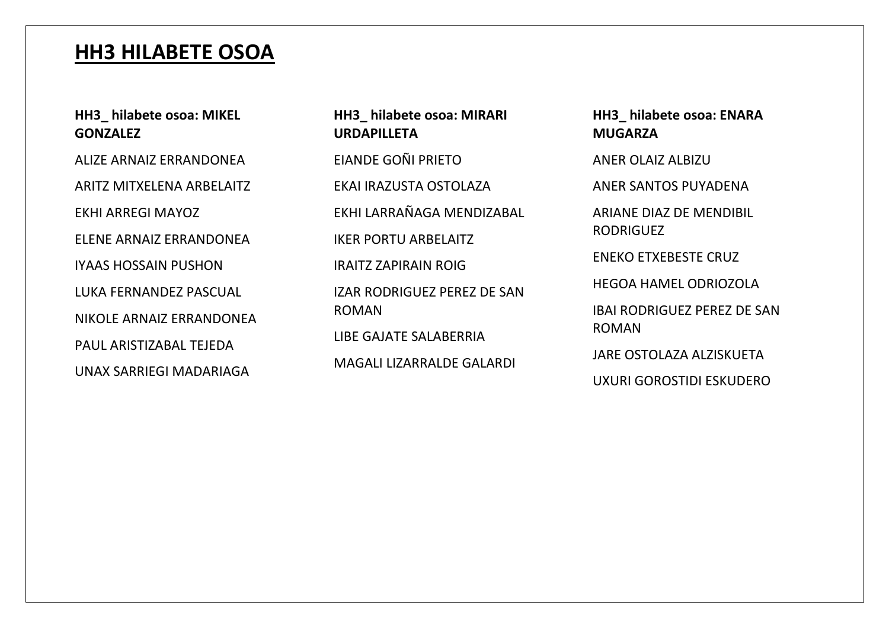# HH3 HILABETE OSOA

**HH3_ hilabete osoa: MIKEL GONZALEZ**

ALIZE ARNAIZ ERRANDONEA

ARITZ MITXELENA ARBELAITZ

EKHI ARREGI MAYOZ

ELENE ARNAIZ ERRANDONEA

IYAAS HOSSAIN PUSHON

LUKA FERNANDEZ PASCUAL

NIKOLE ARNAIZ ERRANDONEA

PAUL ARISTIZABAL TEJEDA

UNAX SARRIEGI MADARIAGA

**HH3_ hilabete osoa: MIRARI URDAPILLETA**

EIANDE GOÑI PRIETO

EKAI IRAZUSTA OSTOLAZA

EKHI LARRAÑAGA MENDIZABAL

IKER PORTU ARBELAITZ

IRAITZ ZAPIRAIN ROIG

IZAR RODRIGUEZ PEREZ DE SAN ROMAN

LIBE GAJATE SALABERRIA

MAGALI LIZARRALDE GALARDI

**HH3_ hilabete osoa: ENARA MUGARZA**

ANER OLAIZ ALBIZU

ANER SANTOS PUYADENA

ARIANE DIAZ DE MENDIBIL RODRIGUEZ

ENEKO ETXEBESTE CRUZ

HEGOA HAMEL ODRIOZOLA

IBAI RODRIGUEZ PEREZ DE SAN ROMAN

JARE OSTOLAZA ALZISKUETA

UXURI GOROSTIDI ESKUDERO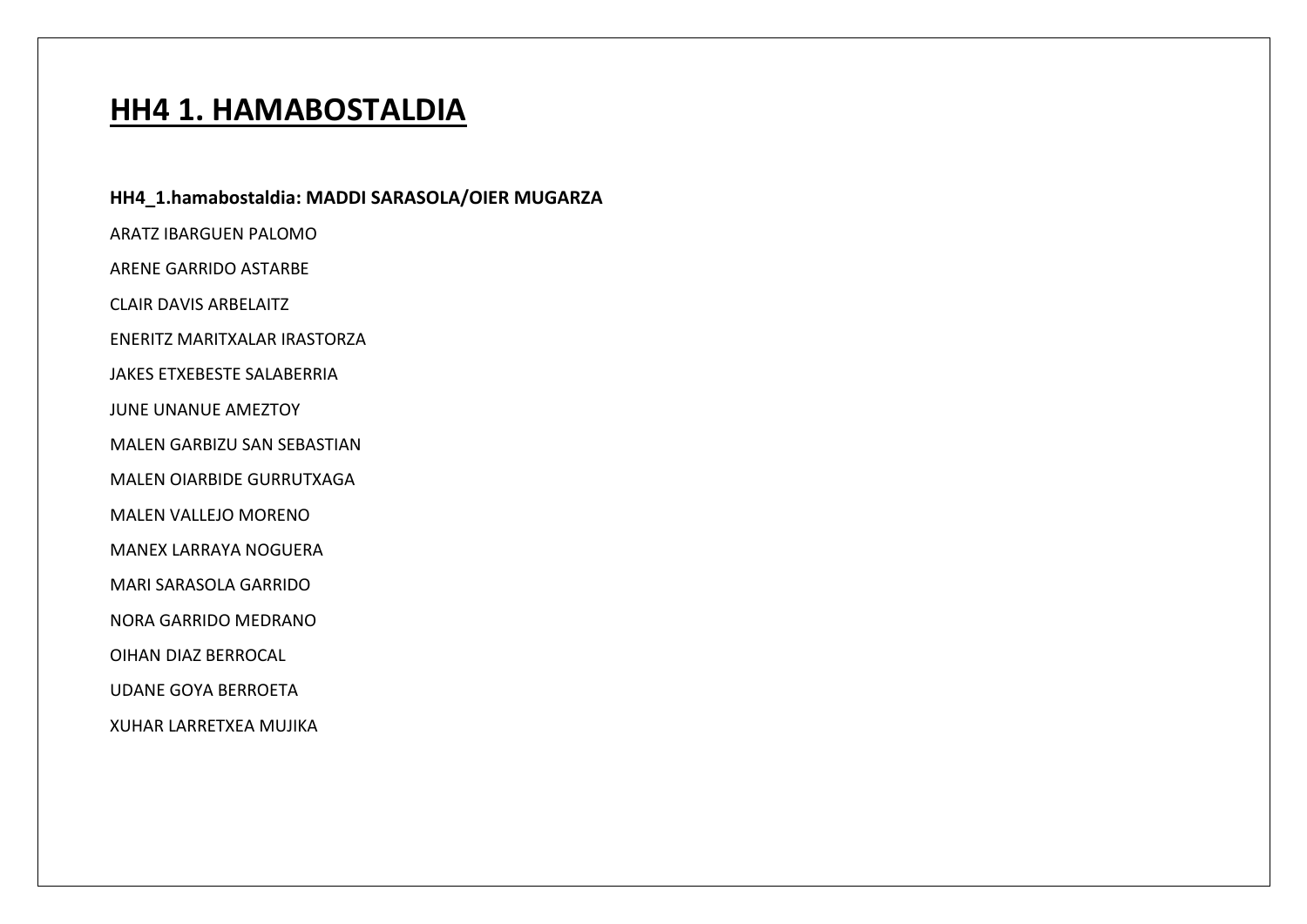# HH4 1. HAMABOSTALDIA

**HH4_1.hamabostaldia: MADDI SARASOLA/OIER MUGARZA**

ARATZ IBARGUEN PALOMO

ARENE GARRIDO ASTARBE

CLAIR DAVIS ARBELAITZ

ENERITZ MARITXALAR IRASTORZA

JAKES ETXEBESTE SALABERRIA

JUNE UNANUE AMEZTOY

MALEN GARBIZU SAN SEBASTIAN

MALEN OIARBIDE GURRUTXAGA

MALEN VALLEJO MORENO

MANEX LARRAYA NOGUERA

MARI SARASOLA GARRIDO

NORA GARRIDO MEDRANO

OIHAN DIAZ BERROCAL

UDANE GOYA BERROETA

XUHAR LARRETXEA MUJIKA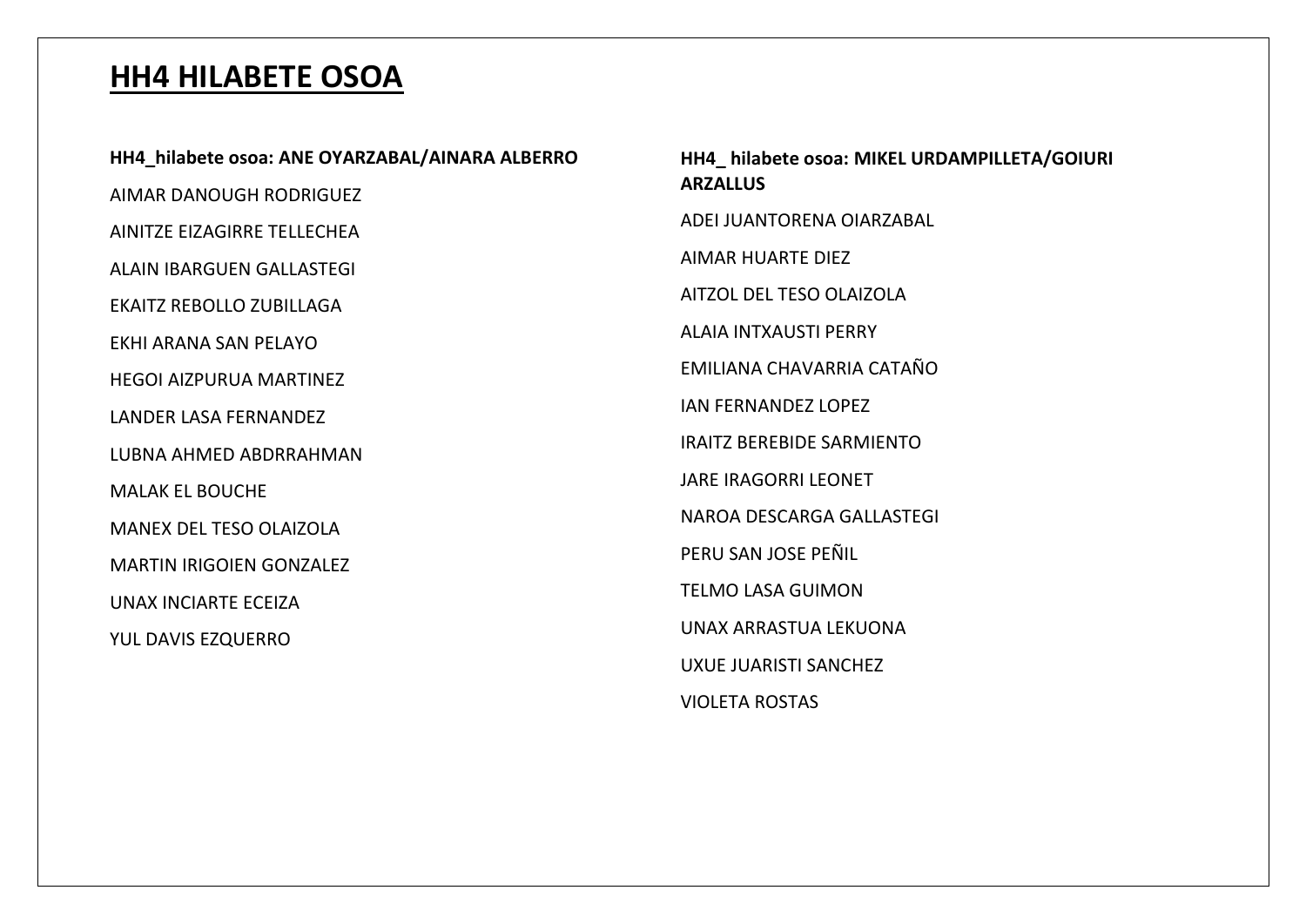# HH4 HILABETE OSOA

**HH4_hilabete osoa: ANE OYARZABAL/AINARA ALBERRO**

AIMAR DANOUGH RODRIGUEZ

AINITZE EIZAGIRRE TELLECHEA

ALAIN IBARGUEN GALLASTEGI

EKAITZ REBOLLO ZUBILLAGA

EKHI ARANA SAN PELAYO

HEGOI AIZPURUA MARTINEZ

LANDER LASA FERNANDEZ

LUBNA AHMED ABDRRAHMAN

MALAK EL BOUCHE

MANEX DEL TESO OLAIZOLA

MARTIN IRIGOIEN GONZALEZ

UNAX INCIARTE ECEIZA

YUL DAVIS EZQUERRO

**HH4_ hilabete osoa: MIKEL URDAMPILLETA/GOIURI ARZALLUS**

ADEI JUANTORENA OIARZABAL

AIMAR HUARTE DIEZ

AITZOL DEL TESO OLAIZOLA

ALAIA INTXAUSTI PERRY

EMILIANA CHAVARRIA CATAÑO

IAN FERNANDEZ LOPEZ

IRAITZ BEREBIDE SARMIENTO

JARE IRAGORRI LEONET

NAROA DESCARGA GALLASTEGI

PERU SAN JOSE PEÑIL

TELMO LASA GUIMON

UNAX ARRASTUA LEKUONA

UXUE JUARISTI SANCHEZ

VIOLETA ROSTAS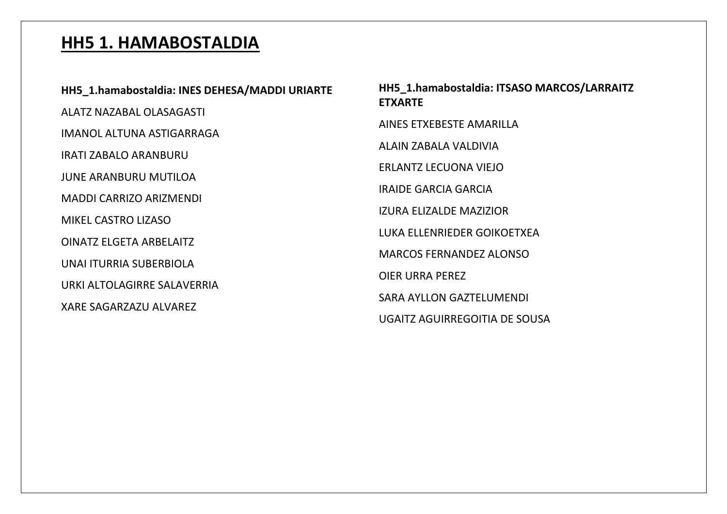# HH5 1. HAMABOSTALDIA

**HH5_1.hamabostaldia: INES DEHESA/MADDI URIARTE**

ALATZ NAZABAL OLASAGASTI

IMANOL ALTUNA ASTIGARRAGA

IRATI ZABALO ARANBURU

JUNE ARANBURU MUTILOA

MADDI CARRIZO ARIZMENDI

MIKEL CASTRO LIZASO

OINATZ ELGETA ARBELAITZ

UNAI ITURRIA SUBERBIOLA

URKI ALTOLAGIRRE SALAVERRIA

XARE SAGARZAZU ALVAREZ

**HH5_1.hamabostaldia: ITSASO MARCOS/LARRAITZ ETXARTE**

AINES ETXEBESTE AMARILLA

ALAIN ZABALA VALDIVIA

ERLANTZ LECUONA VIEJO

IRAIDE GARCIA GARCIA

IZURA ELIZALDE MAZIZIOR

LUKA ELLENRIEDER GOIKOETXEA

MARCOS FERNANDEZ ALONSO

OIER URRA PEREZ

SARA AYLLON GAZTELUMENDI

UGAITZ AGUIRREGOITIA DE SOUSA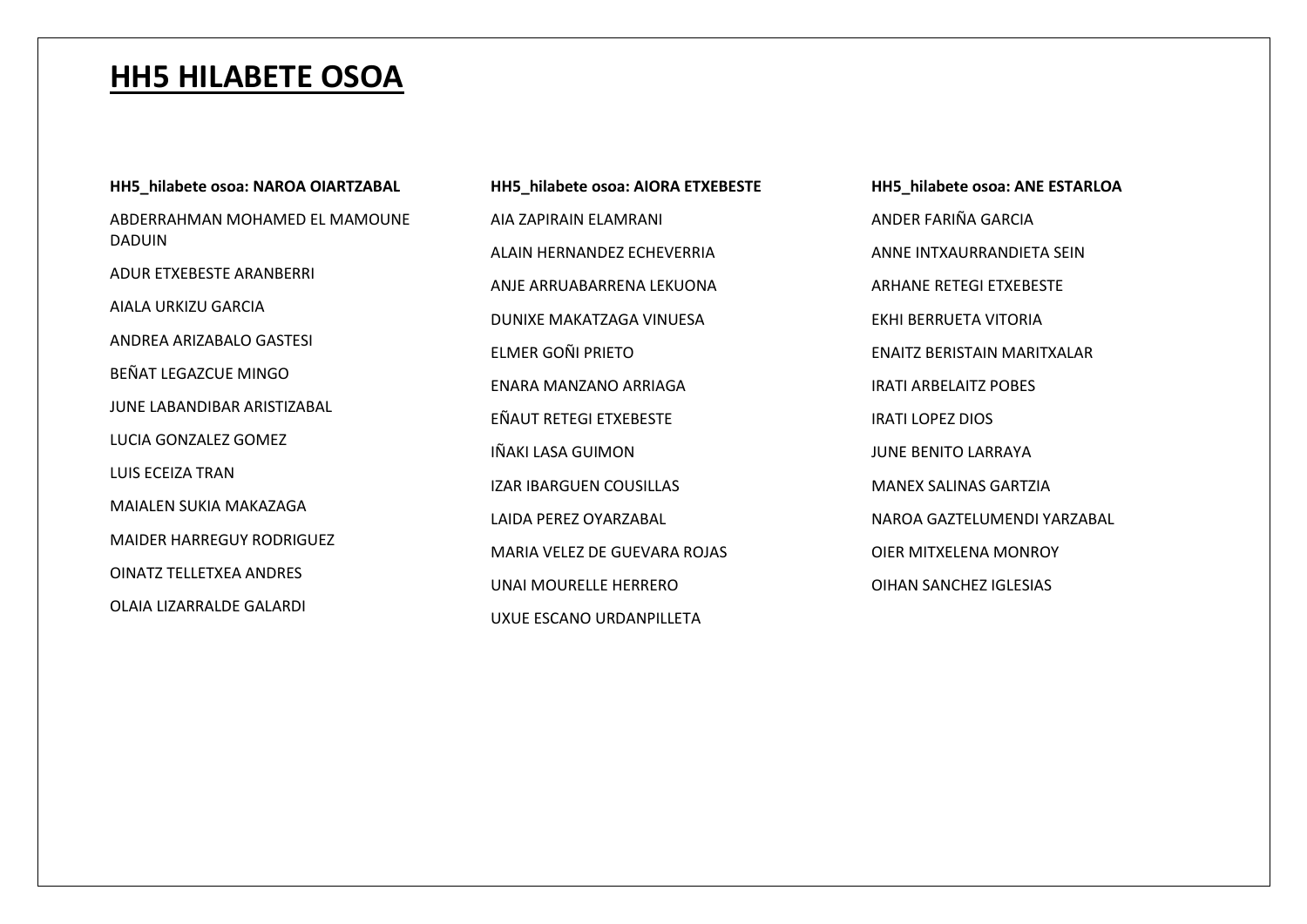# HH5 HILABETE OSOA

**HH5_hilabete osoa: NAROA OIARTZABAL**

ABDERRAHMAN MOHAMED EL MAMOUNE DADUIN

ADUR ETXEBESTE ARANBERRI

AIALA URKIZU GARCIA

ANDREA ARIZABALO GASTESI

BEÑAT LEGAZCUE MINGO

JUNE LABANDIBAR ARISTIZABAL

LUCIA GONZALEZ GOMEZ

LUIS ECEIZA TRAN

MAIALEN SUKIA MAKAZAGA

MAIDER HARREGUY RODRIGUEZ

OINATZ TELLETXEA ANDRES

OLAIA LIZARRALDE GALARDI

**HH5_hilabete osoa: AIORA ETXEBESTE**

AIA ZAPIRAIN ELAMRANI

ALAIN HERNANDEZ ECHEVERRIA

ANJE ARRUABARRENA LEKUONA

DUNIXE MAKATZAGA VINUESA

ELMER GOÑI PRIETO

ENARA MANZANO ARRIAGA

EÑAUT RETEGI ETXEBESTE

IÑAKI LASA GUIMON

IZAR IBARGUEN COUSILLAS

LAIDA PEREZ OYARZABAL

MARIA VELEZ DE GUEVARA ROJAS

UNAI MOURELLE HERRERO

UXUE ESCANO URDANPILLETA

**HH5_hilabete osoa: ANE ESTARLOA**

ANDER FARIÑA GARCIA

ANNE INTXAURRANDIETA SEIN

ARHANE RETEGI ETXEBESTE

EKHI BERRUETA VITORIA

ENAITZ BERISTAIN MARITXALAR

IRATI ARBELAITZ POBES

IRATI LOPEZ DIOS

JUNE BENITO LARRAYA

MANEX SALINAS GARTZIA

NAROA GAZTELUMENDI YARZABAL

OIER MITXELENA MONROY

OIHAN SANCHEZ IGLESIAS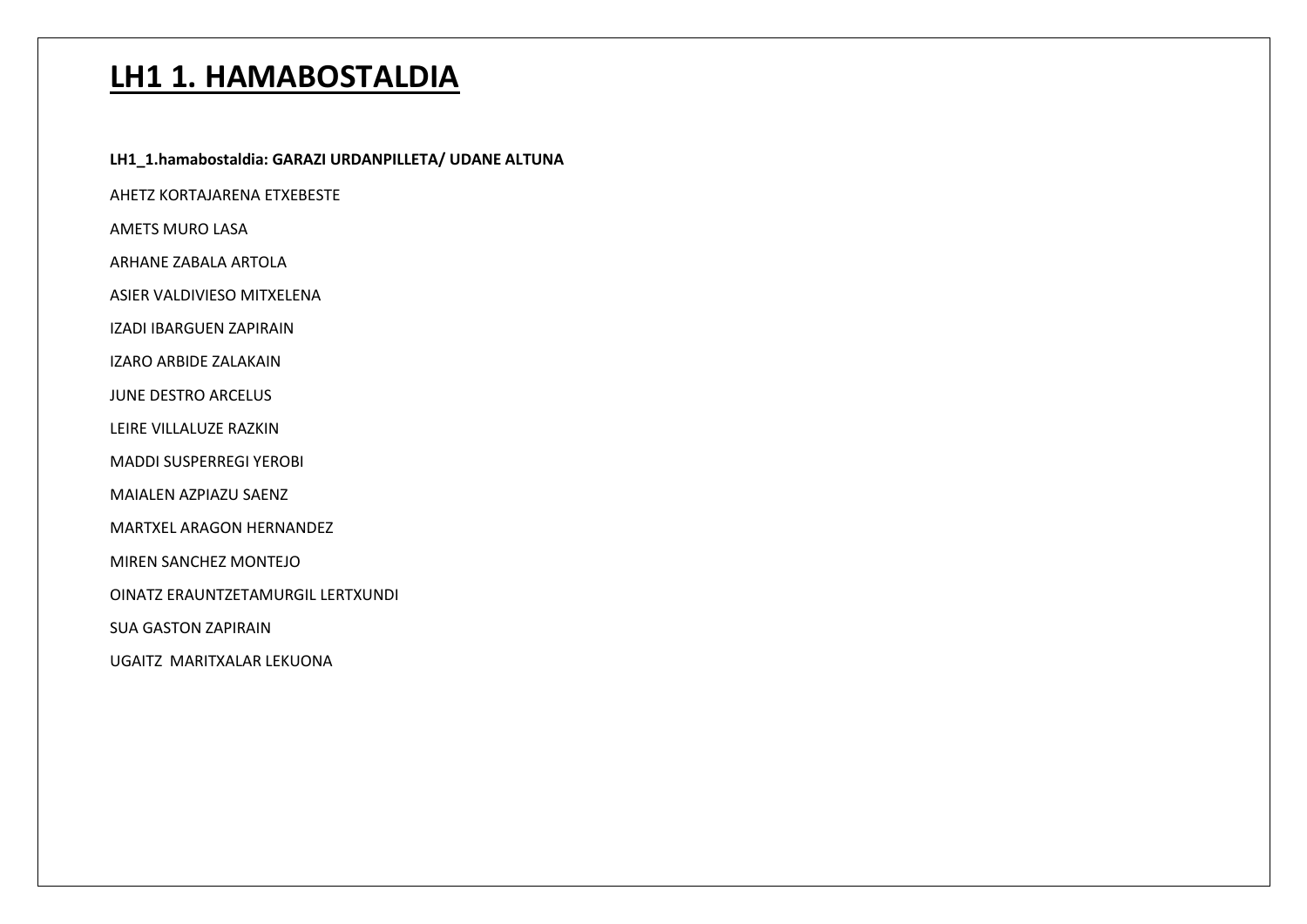# LH1 1. HAMABOSTALDIA

**LH1_1.hamabostaldia: GARAZI URDANPILLETA/ UDANE ALTUNA**

AHETZ KORTAJARENA ETXEBESTE

AMETS MURO LASA

ARHANE ZABALA ARTOLA

ASIER VALDIVIESO MITXELENA

IZADI IBARGUEN ZAPIRAIN

IZARO ARBIDE ZALAKAIN

JUNE DESTRO ARCELUS

LEIRE VILLALUZE RAZKIN

MADDI SUSPERREGI YEROBI

MAIALEN AZPIAZU SAENZ

MARTXEL ARAGON HERNANDEZ

MIREN SANCHEZ MONTEJO

OINATZ ERAUNTZETAMURGIL LERTXUNDI

SUA GASTON ZAPIRAIN

UGAITZ MARITXALAR LEKUONA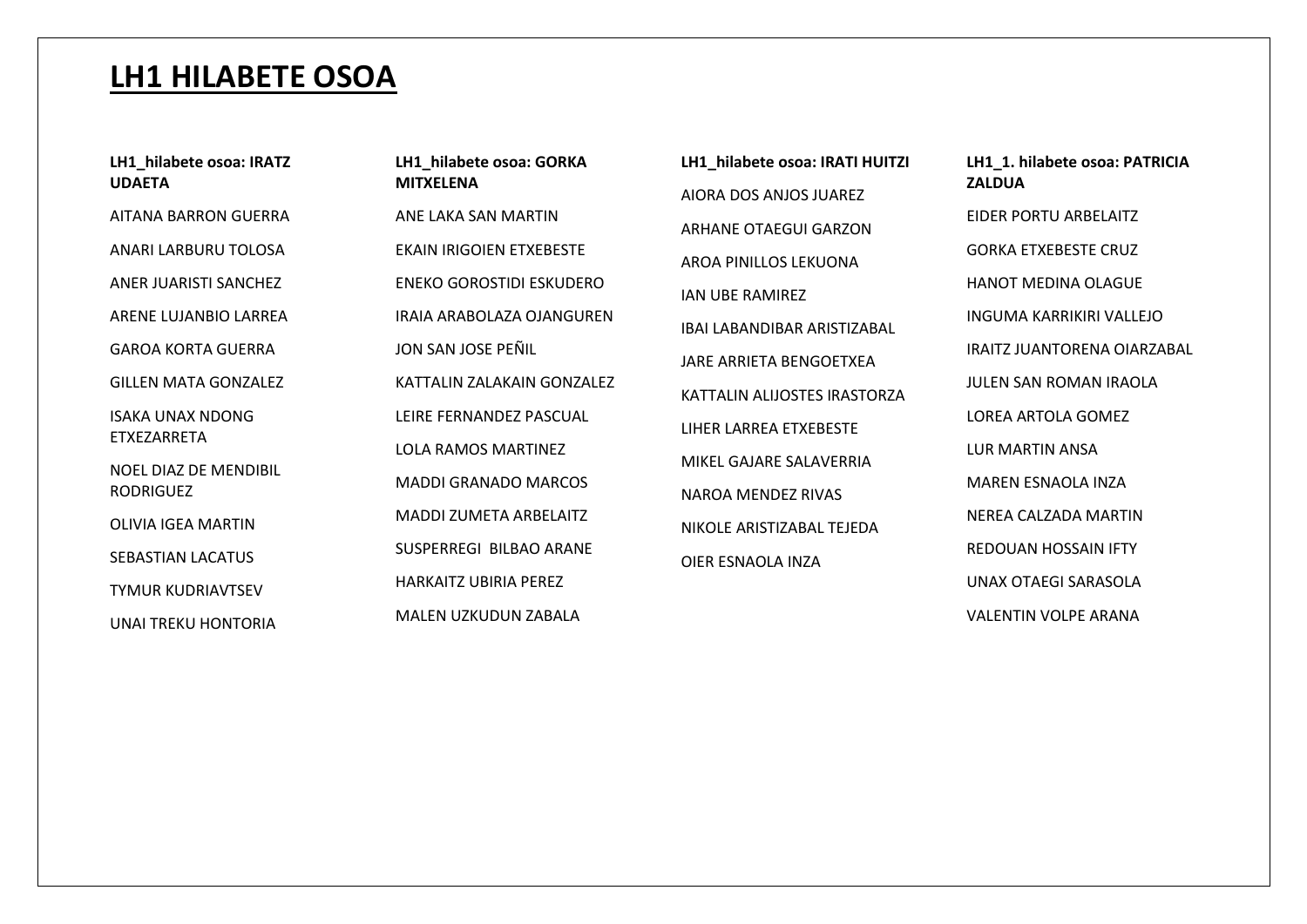# LH1 HILABETE OSOA

**LH1_hilabete osoa: IRATZ UDAETA**

AITANA BARRON GUERRA

ANARI LARBURU TOLOSA

ANER JUARISTI SANCHEZ

ARENE LUJANBIO LARREA

GAROA KORTA GUERRA

GILLEN MATA GONZALEZ

ISAKA UNAX NDONG ETXEZARRETA

NOEL DIAZ DE MENDIBIL RODRIGUEZ

OLIVIA IGEA MARTIN

SEBASTIAN LACATUS

TYMUR KUDRIAVTSEV

UNAI TREKU HONTORIA

**LH1_hilabete osoa: GORKA MITXELENA**

ANE LAKA SAN MARTIN

EKAIN IRIGOIEN ETXEBESTE

ENEKO GOROSTIDI ESKUDERO

IRAIA ARABOLAZA OJANGUREN

JON SAN JOSE PEÑIL

KATTALIN ZALAKAIN GONZALEZ

LEIRE FERNANDEZ PASCUAL

LOLA RAMOS MARTINEZ

MADDI GRANADO MARCOS

MADDI ZUMETA ARBELAITZ

SUSPERREGI BILBAO ARANE

HARKAITZ UBIRIA PEREZ

MALEN UZKUDUN ZABALA

**LH1_hilabete osoa: IRATI HUITZI**

AIORA DOS ANJOS JUAREZ

ARHANE OTAEGUI GARZON

AROA PINILLOS LEKUONA

IAN UBE RAMIREZ

IBAI LABANDIBAR ARISTIZABAL

JARE ARRIETA BENGOETXEA

KATTALIN ALIJOSTES IRASTORZA

LIHER LARREA ETXEBESTE

MIKEL GAJARE SALAVERRIA

NAROA MENDEZ RIVAS

NIKOLE ARISTIZABAL TEJEDA

OIER ESNAOLA INZA

**LH1_1. hilabete osoa: PATRICIA ZALDUA**

EIDER PORTU ARBELAITZ

GORKA ETXEBESTE CRUZ

HANOT MEDINA OLAGUE

INGUMA KARRIKIRI VALLEJO

IRAITZ JUANTORENA OIARZABAL

JULEN SAN ROMAN IRAOLA

LOREA ARTOLA GOMEZ

LUR MARTIN ANSA

MAREN ESNAOLA INZA

NEREA CALZADA MARTIN

REDOUAN HOSSAIN IFTY

UNAX OTAEGI SARASOLA

VALENTIN VOLPE ARANA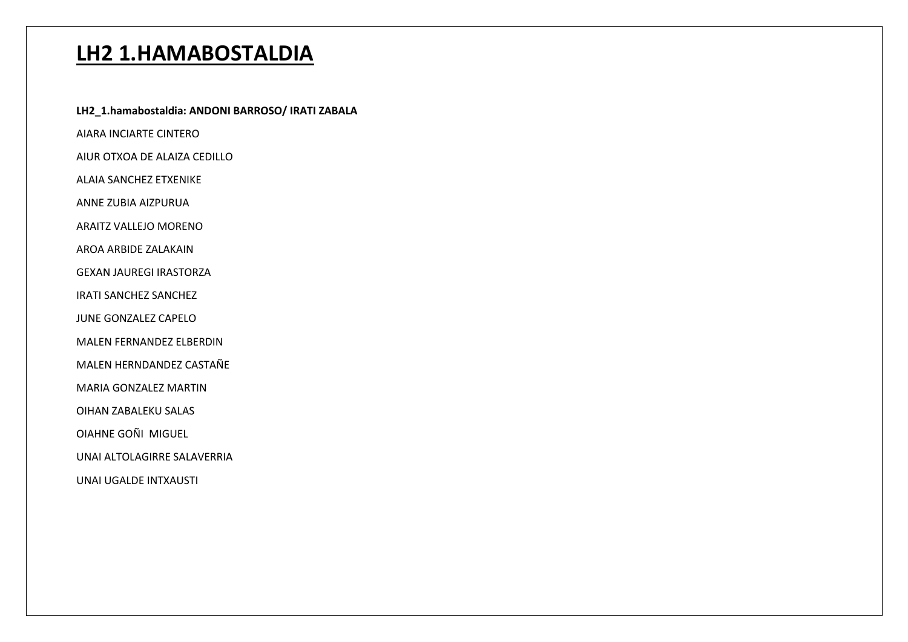# LH2 1.HAMABOSTALDIA

**LH2_1.hamabostaldia: ANDONI BARROSO/ IRATI ZABALA**

AIARA INCIARTE CINTERO

AIUR OTXOA DE ALAIZA CEDILLO

ALAIA SANCHEZ ETXENIKE

ANNE ZUBIA AIZPURUA

ARAITZ VALLEJO MORENO

AROA ARBIDE ZALAKAIN

GEXAN JAUREGI IRASTORZA

IRATI SANCHEZ SANCHEZ

JUNE GONZALEZ CAPELO

MALEN FERNANDEZ ELBERDIN

MALEN HERNDANDEZ CASTAÑE

MARIA GONZALEZ MARTIN

OIHAN ZABALEKU SALAS

OIAHNE GOÑI MIGUEL

UNAI ALTOLAGIRRE SALAVERRIA

UNAI UGALDE INTXAUSTI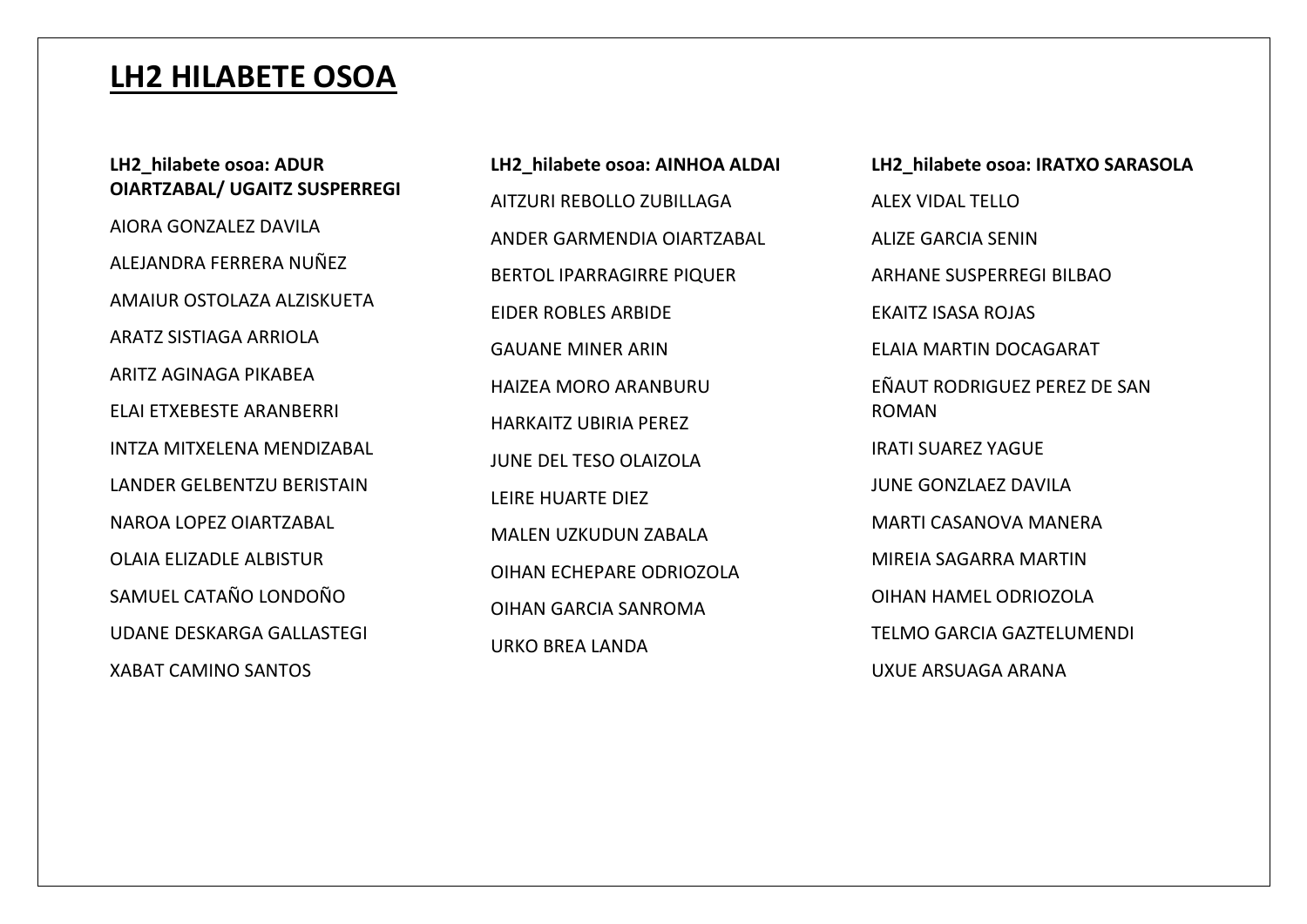# LH2 HILABETE OSOA

**LH2_hilabete osoa: ADUR OIARTZABAL/ UGAITZ SUSPERREGI**

AIORA GONZALEZ DAVILA

ALEJANDRA FERRERA NUÑEZ

AMAIUR OSTOLAZA ALZISKUETA

ARATZ SISTIAGA ARRIOLA

ARITZ AGINAGA PIKABEA

ELAI ETXEBESTE ARANBERRI

INTZA MITXELENA MENDIZABAL

LANDER GELBENTZU BERISTAIN

NAROA LOPEZ OIARTZABAL

OLAIA ELIZADLE ALBISTUR

SAMUEL CATAÑO LONDOÑO

UDANE DESKARGA GALLASTEGI

XABAT CAMINO SANTOS

**LH2_hilabete osoa: AINHOA ALDAI**

AITZURI REBOLLO ZUBILLAGA

ANDER GARMENDIA OIARTZABAL

BERTOL IPARRAGIRRE PIQUER

EIDER ROBLES ARBIDE

GAUANE MINER ARIN

HAIZEA MORO ARANBURU

HARKAITZ UBIRIA PEREZ

JUNE DEL TESO OLAIZOLA

LEIRE HUARTE DIEZ

MALEN UZKUDUN ZABALA

OIHAN ECHEPARE ODRIOZOLA

OIHAN GARCIA SANROMA

URKO BREA LANDA

**LH2_hilabete osoa: IRATXO SARASOLA**

ALEX VIDAL TELLO

ALIZE GARCIA SENIN

ARHANE SUSPERREGI BILBAO

EKAITZ ISASA ROJAS

ELAIA MARTIN DOCAGARAT

EÑAUT RODRIGUEZ PEREZ DE SAN ROMAN

IRATI SUAREZ YAGUE

JUNE GONZLAEZ DAVILA

MARTI CASANOVA MANERA

MIREIA SAGARRA MARTIN

OIHAN HAMEL ODRIOZOLA

TELMO GARCIA GAZTELUMENDI

UXUE ARSUAGA ARANA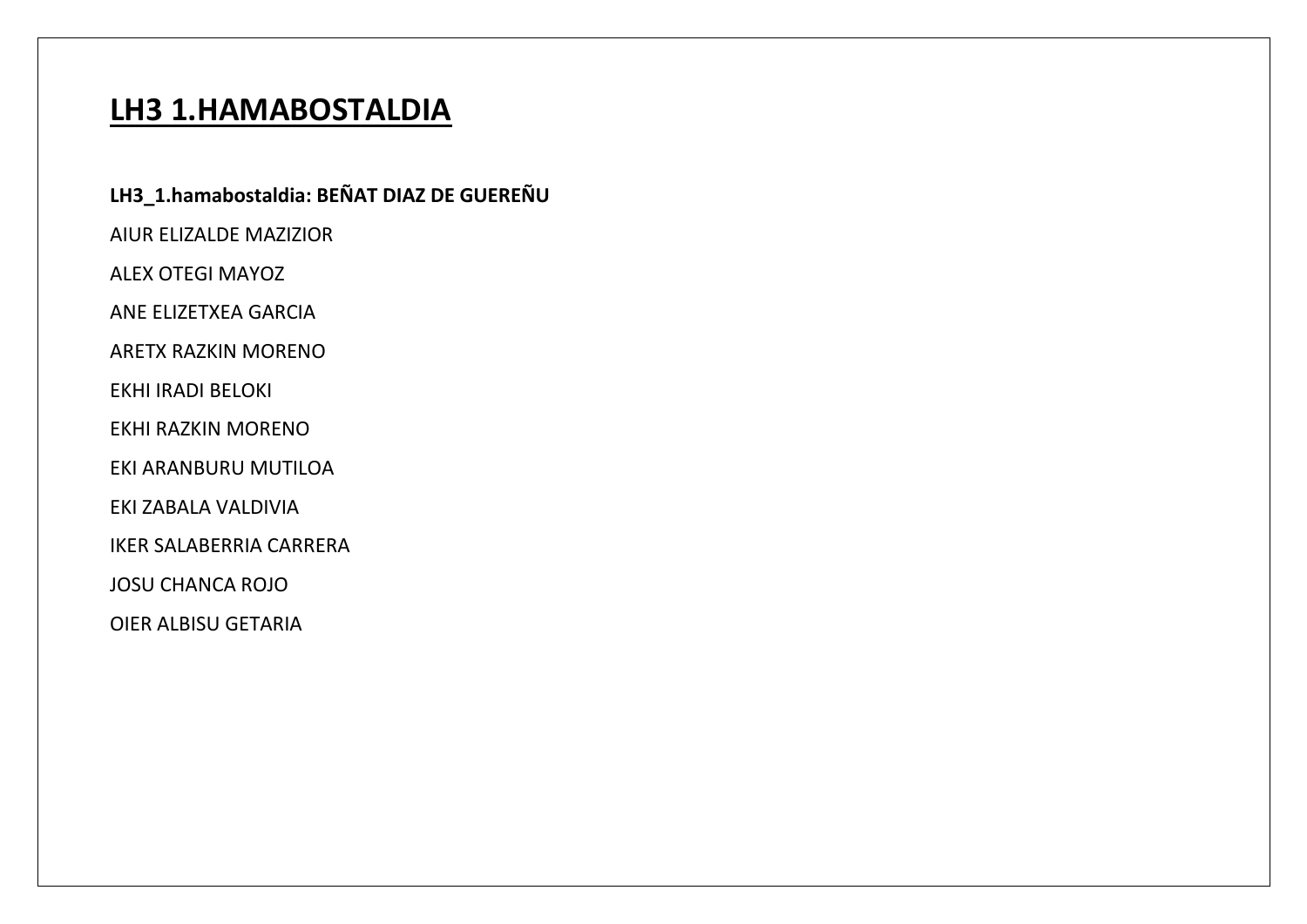# LH3 1.HAMABOSTALDIA

**LH3_1.hamabostaldia: BEÑAT DIAZ DE GUEREÑU**

AIUR ELIZALDE MAZIZIOR

ALEX OTEGI MAYOZ

ANE ELIZETXEA GARCIA

ARETX RAZKIN MORENO

EKHI IRADI BELOKI

EKHI RAZKIN MORENO

EKI ARANBURU MUTILOA

EKI ZABALA VALDIVIA

IKER SALABERRIA CARRERA

JOSU CHANCA ROJO

OIER ALBISU GETARIA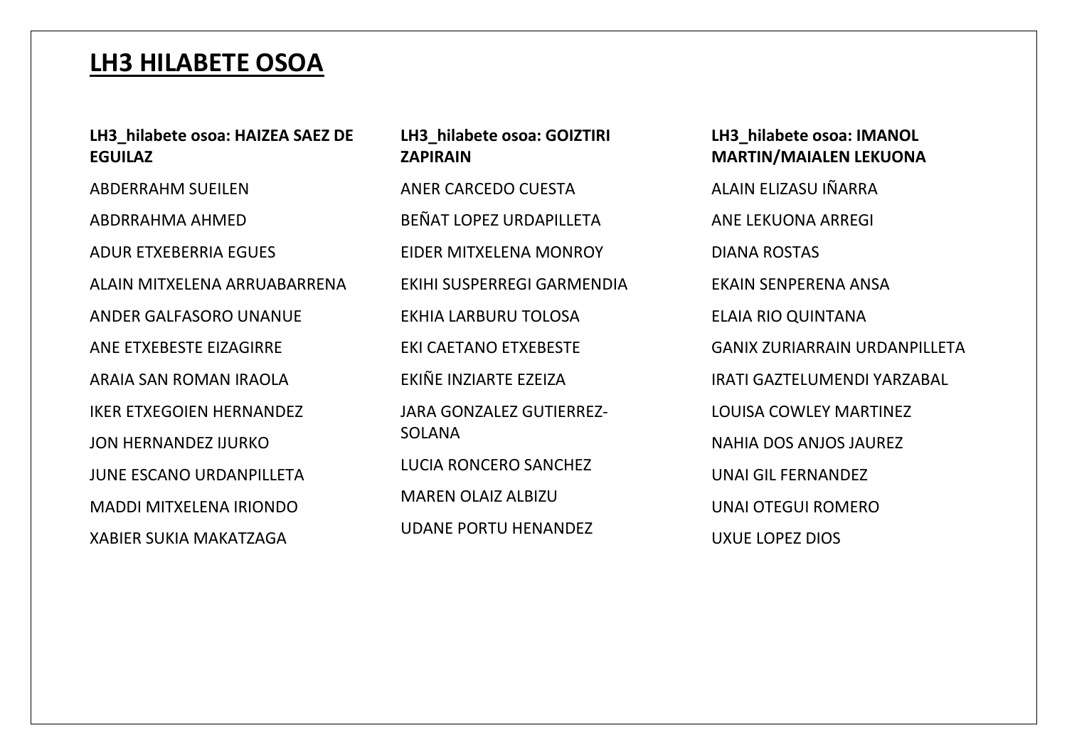# LH3 HILABETE OSOA

**LH3_hilabete osoa: HAIZEA SAEZ DE EGUILAZ**

ABDERRAHM SUEILEN

ABDRRAHMA AHMED

ADUR ETXEBERRIA EGUES

ALAIN MITXELENA ARRUABARRENA

ANDER GALFASORO UNANUE

ANE ETXEBESTE EIZAGIRRE

ARAIA SAN ROMAN IRAOLA

IKER ETXEGOIEN HERNANDEZ

JON HERNANDEZ IJURKO

JUNE ESCANO URDANPILLETA

MADDI MITXELENA IRIONDO

XABIER SUKIA MAKATZAGA

**LH3_hilabete osoa: GOIZTIRI ZAPIRAIN**

ANER CARCEDO CUESTA

BEÑAT LOPEZ URDAPILLETA

EIDER MITXELENA MONROY

EKIHI SUSPERREGI GARMENDIA

EKHIA LARBURU TOLOSA

EKI CAETANO ETXEBESTE

EKIÑE INZIARTE EZEIZA

JARA GONZALEZ GUTIERREZ-SOLANA

LUCIA RONCERO SANCHEZ

MAREN OLAIZ ALBIZU

UDANE PORTU HENANDEZ

**LH3_hilabete osoa: IMANOL MARTIN/MAIALEN LEKUONA**

ALAIN ELIZASU IÑARRA

ANE LEKUONA ARREGI

DIANA ROSTAS

EKAIN SENPERENA ANSA

ELAIA RIO QUINTANA

GANIX ZURIARRAIN URDANPILLETA

IRATI GAZTELUMENDI YARZABAL

LOUISA COWLEY MARTINEZ

NAHIA DOS ANJOS JAUREZ

UNAI GIL FERNANDEZ

UNAI OTEGUI ROMERO

UXUE LOPEZ DIOS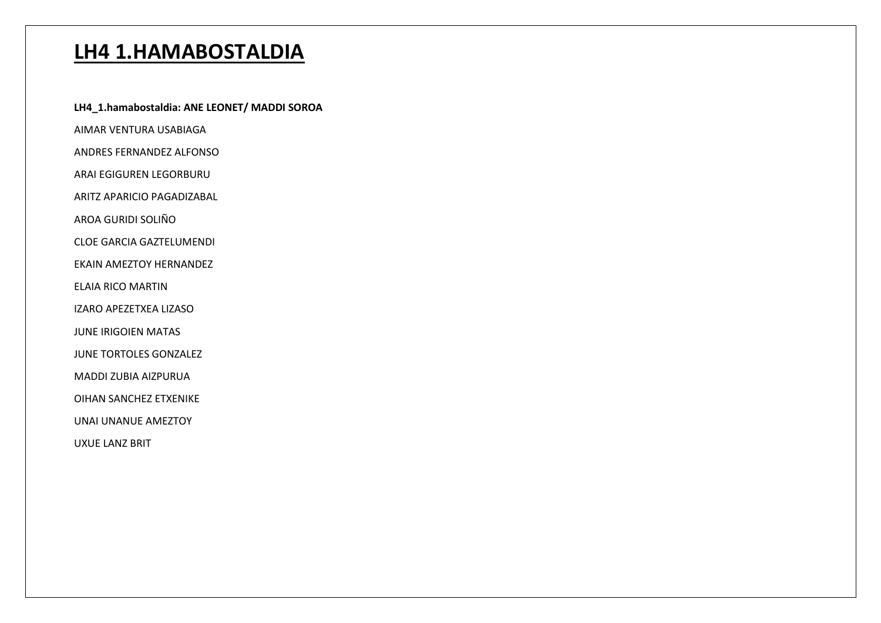# LH4 1.HAMABOSTALDIA

**LH4_1.hamabostaldia: ANE LEONET/ MADDI SOROA**

AIMAR VENTURA USABIAGA

ANDRES FERNANDEZ ALFONSO

ARAI EGIGUREN LEGORBURU

ARITZ APARICIO PAGADIZABAL

AROA GURIDI SOLIÑO

CLOE GARCIA GAZTELUMENDI

EKAIN AMEZTOY HERNANDEZ

ELAIA RICO MARTIN

IZARO APEZETXEA LIZASO

JUNE IRIGOIEN MATAS

JUNE TORTOLES GONZALEZ

MADDI ZUBIA AIZPURUA

OIHAN SANCHEZ ETXENIKE

UNAI UNANUE AMEZTOY

UXUE LANZ BRIT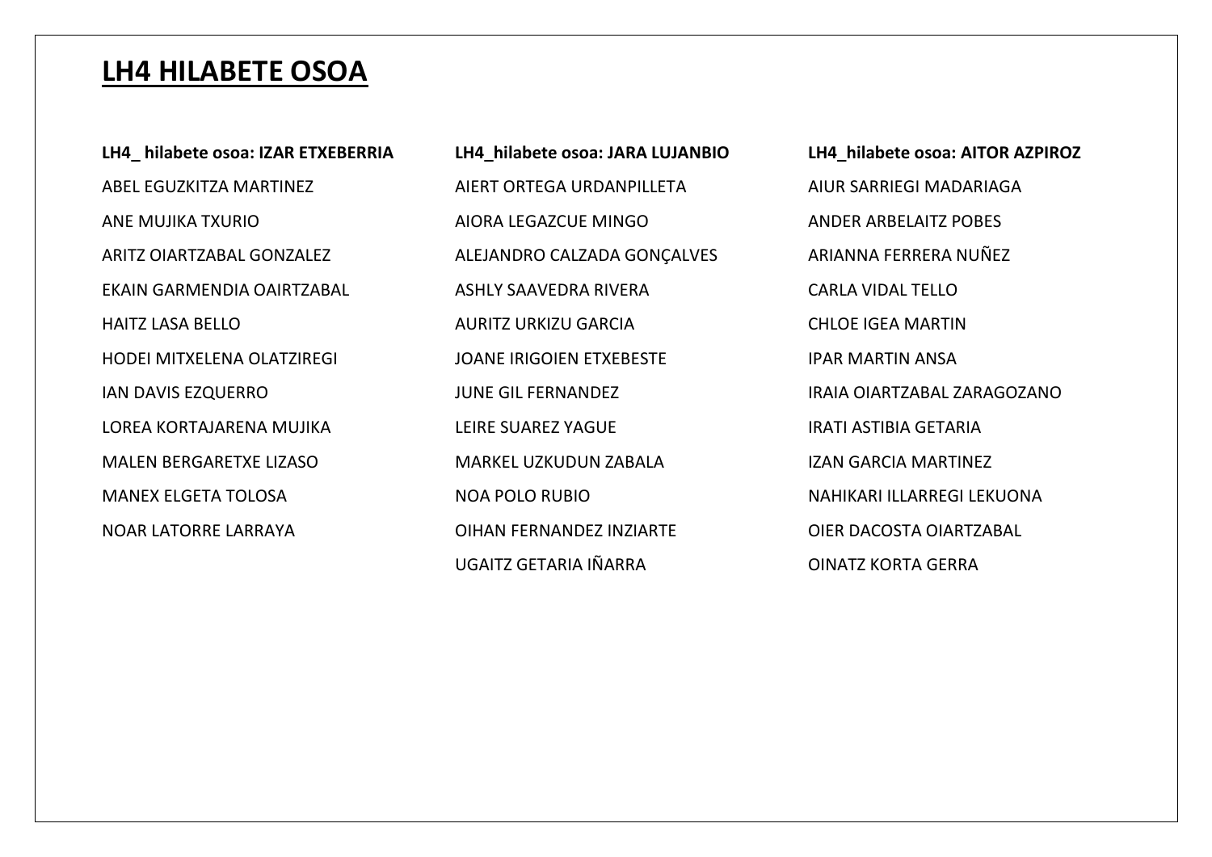# LH4 HILABETE OSOA

**LH4_ hilabete osoa: IZAR ETXEBERRIA**

ABEL EGUZKITZA MARTINEZ
ANE MUJIKA TXURIO
ARITZ OIARTZABAL GONZALEZ
EKAIN GARMENDIA OAIRTZABAL
HAITZ LASA BELLO
HODEI MITXELENA OLATZIREGI
IAN DAVIS EZQUERRO
LOREA KORTAJARENA MUJIKA
MALEN BERGARETXE LIZASO
MANEX ELGETA TOLOSA
NOAR LATORRE LARRAYA

**LH4_hilabete osoa: JARA LUJANBIO**

AIERT ORTEGA URDANPILLETA
AIORA LEGAZCUE MINGO
ALEJANDRO CALZADA GONÇALVES
ASHLY SAAVEDRA RIVERA
AURITZ URKIZU GARCIA
JOANE IRIGOIEN ETXEBESTE
JUNE GIL FERNANDEZ
LEIRE SUAREZ YAGUE
MARKEL UZKUDUN ZABALA
NOA POLO RUBIO
OIHAN FERNANDEZ INZIARTE
UGAITZ GETARIA IÑARRA

**LH4_hilabete osoa: AITOR AZPIROZ**

AIUR SARRIEGI MADARIAGA
ANDER ARBELAITZ POBES
ARIANNA FERRERA NUÑEZ
CARLA VIDAL TELLO
CHLOE IGEA MARTIN
IPAR MARTIN ANSA
IRAIA OIARTZABAL ZARAGOZANO
IRATI ASTIBIA GETARIA
IZAN GARCIA MARTINEZ
NAHIKARI ILLARREGI LEKUONA
OIER DACOSTA OIARTZABAL
OINATZ KORTA GERRA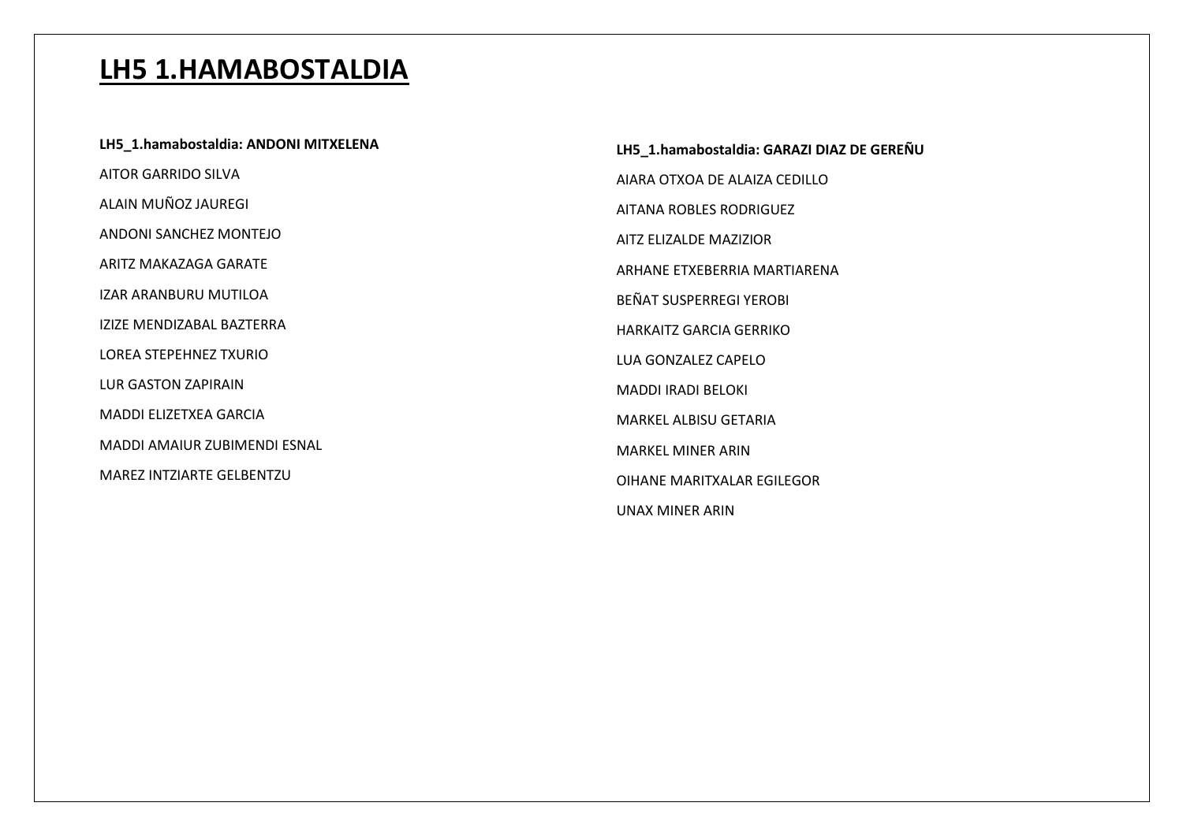# LH5 1.HAMABOSTALDIA

**LH5_1.hamabostaldia: ANDONI MITXELENA**

AITOR GARRIDO SILVA

ALAIN MUÑOZ JAUREGI

ANDONI SANCHEZ MONTEJO

ARITZ MAKAZAGA GARATE

IZAR ARANBURU MUTILOA

IZIZE MENDIZABAL BAZTERRA

LOREA STEPEHNEZ TXURIO

LUR GASTON ZAPIRAIN

MADDI ELIZETXEA GARCIA

MADDI AMAIUR ZUBIMENDI ESNAL

MAREZ INTZIARTE GELBENTZU

**LH5_1.hamabostaldia: GARAZI DIAZ DE GEREÑU**

AIARA OTXOA DE ALAIZA CEDILLO

AITANA ROBLES RODRIGUEZ

AITZ ELIZALDE MAZIZIOR

ARHANE ETXEBERRIA MARTIARENA

BEÑAT SUSPERREGI YEROBI

HARKAITZ GARCIA GERRIKO

LUA GONZALEZ CAPELO

MADDI IRADI BELOKI

MARKEL ALBISU GETARIA

MARKEL MINER ARIN

OIHANE MARITXALAR EGILEGOR

UNAX MINER ARIN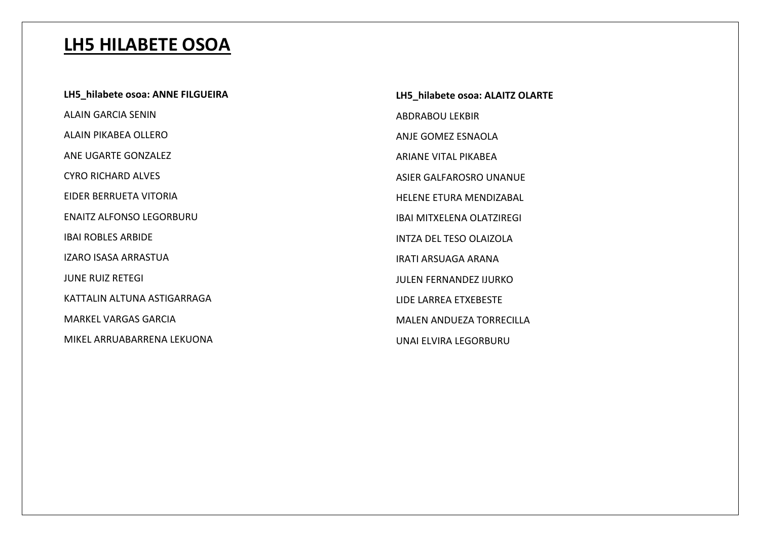# LH5 HILABETE OSOA

**LH5_hilabete osoa: ANNE FILGUEIRA**

ALAIN GARCIA SENIN

ALAIN PIKABEA OLLERO

ANE UGARTE GONZALEZ

CYRO RICHARD ALVES

EIDER BERRUETA VITORIA

ENAITZ ALFONSO LEGORBURU

IBAI ROBLES ARBIDE

IZARO ISASA ARRASTUA

JUNE RUIZ RETEGI

KATTALIN ALTUNA ASTIGARRAGA

MARKEL VARGAS GARCIA

MIKEL ARRUABARRENA LEKUONA

**LH5_hilabete osoa: ALAITZ OLARTE**

ABDRABOU LEKBIR

ANJE GOMEZ ESNAOLA

ARIANE VITAL PIKABEA

ASIER GALFAROSRO UNANUE

HELENE ETURA MENDIZABAL

IBAI MITXELENA OLATZIREGI

INTZA DEL TESO OLAIZOLA

IRATI ARSUAGA ARANA

JULEN FERNANDEZ IJURKO

LIDE LARREA ETXEBESTE

MALEN ANDUEZA TORRECILLA

UNAI ELVIRA LEGORBURU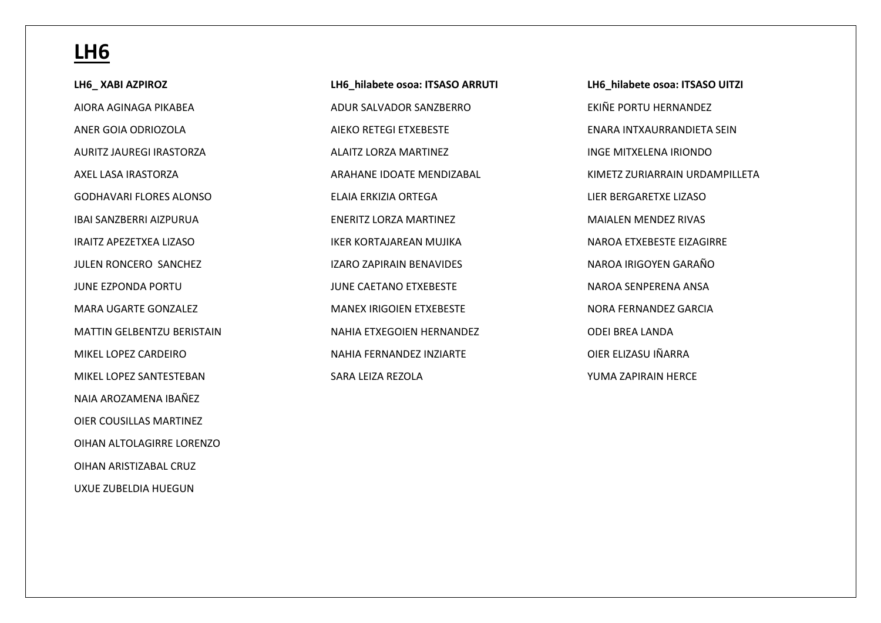# LH6

**LH6_ XABI AZPIROZ**

AIORA AGINAGA PIKABEA

ANER GOIA ODRIOZOLA

AURITZ JAUREGI IRASTORZA

AXEL LASA IRASTORZA

GODHAVARI FLORES ALONSO

IBAI SANZBERRI AIZPURUA

IRAITZ APEZETXEA LIZASO

JULEN RONCERO  SANCHEZ

JUNE EZPONDA PORTU

MARA UGARTE GONZALEZ

MATTIN GELBENTZU BERISTAIN

MIKEL LOPEZ CARDEIRO

MIKEL LOPEZ SANTESTEBAN

NAIA AROZAMENA IBAÑEZ

OIER COUSILLAS MARTINEZ

OIHAN ALTOLAGIRRE LORENZO

OIHAN ARISTIZABAL CRUZ

UXUE ZUBELDIA HUEGUN

**LH6_hilabete osoa: ITSASO ARRUTI**

ADUR SALVADOR SANZBERRO

AIEKO RETEGI ETXEBESTE

ALAITZ LORZA MARTINEZ

ARAHANE IDOATE MENDIZABAL

ELAIA ERKIZIA ORTEGA

ENERITZ LORZA MARTINEZ

IKER KORTAJAREAN MUJIKA

IZARO ZAPIRAIN BENAVIDES

JUNE CAETANO ETXEBESTE

MANEX IRIGOIEN ETXEBESTE

NAHIA ETXEGOIEN HERNANDEZ

NAHIA FERNANDEZ INZIARTE

SARA LEIZA REZOLA

**LH6_hilabete osoa: ITSASO UITZI**

EKIÑE PORTU HERNANDEZ

ENARA INTXAURRANDIETA SEIN

INGE MITXELENA IRIONDO

KIMETZ ZURIARRAIN URDAMPILLETA

LIER BERGARETXE LIZASO

MAIALEN MENDEZ RIVAS

NAROA ETXEBESTE EIZAGIRRE

NAROA IRIGOYEN GARAÑO

NAROA SENPERENA ANSA

NORA FERNANDEZ GARCIA

ODEI BREA LANDA

OIER ELIZASU IÑARRA

YUMA ZAPIRAIN HERCE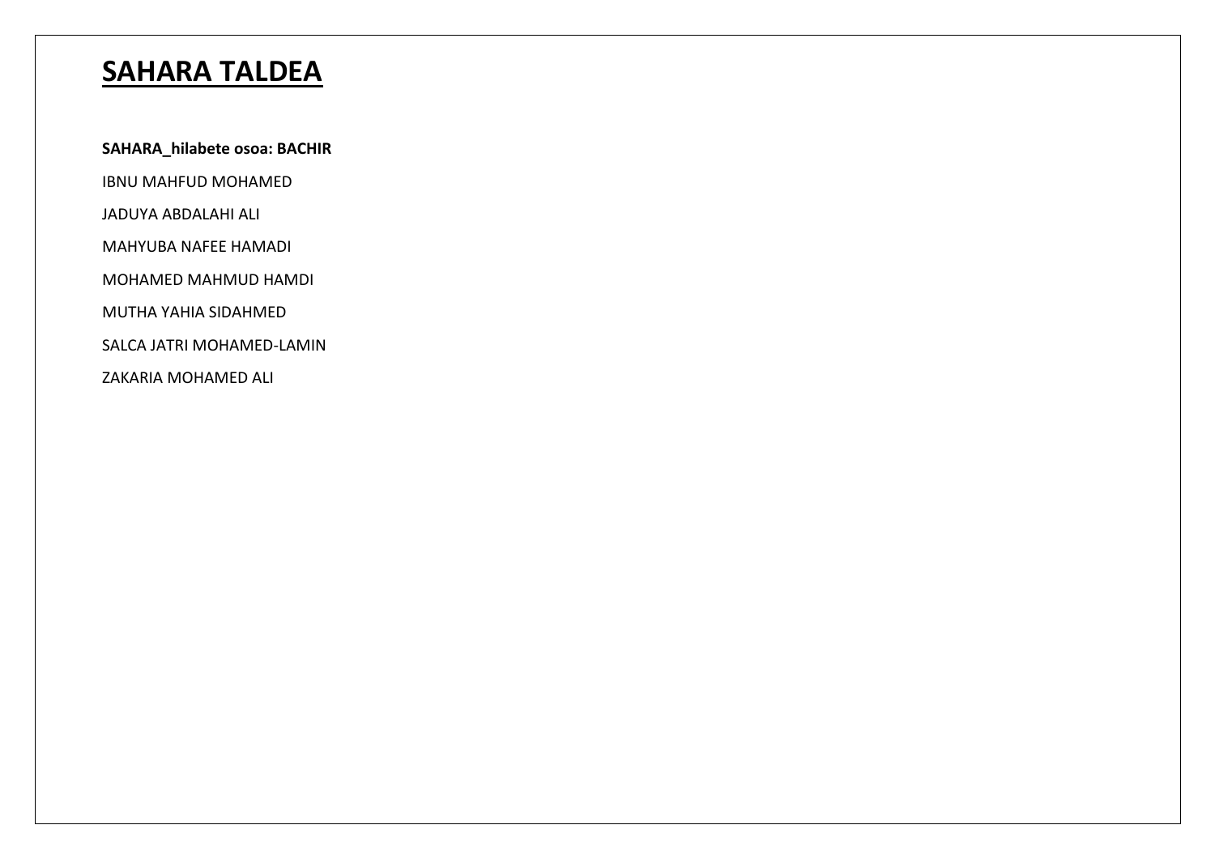# SAHARA TALDEA

**SAHARA_hilabete osoa: BACHIR**

IBNU MAHFUD MOHAMED

JADUYA ABDALAHI ALI

MAHYUBA NAFEE HAMADI

MOHAMED MAHMUD HAMDI

MUTHA YAHIA SIDAHMED

SALCA JATRI MOHAMED-LAMIN

ZAKARIA MOHAMED ALI